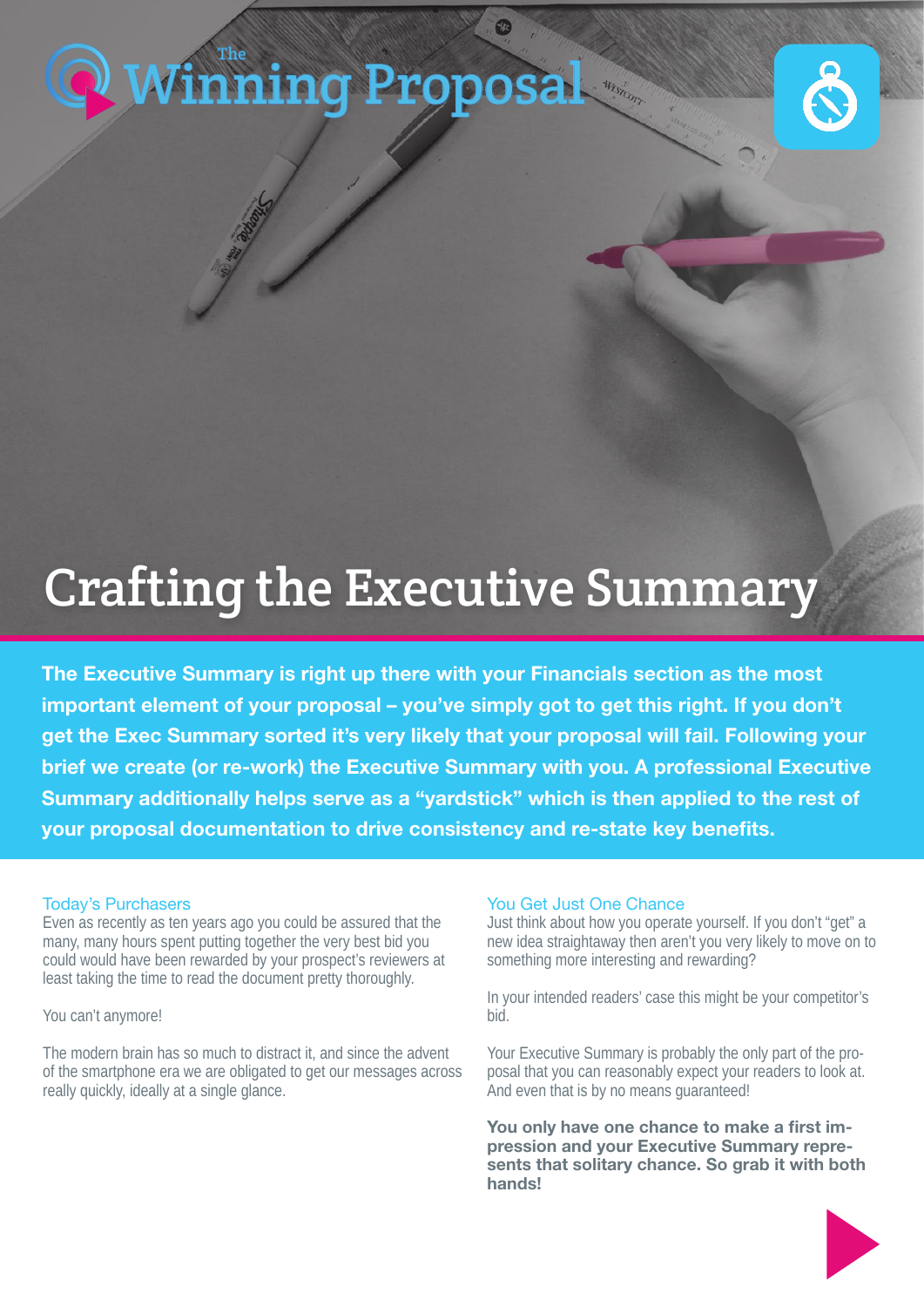The Winning Proposal

# Crafting the Executive Summary

**The Executive Summary is right up there with your Financials section as the most important element of your proposal – you've simply got to get this right. If you don't get the Exec Summary sorted it's very likely that your proposal will fail. Following your brief we create (or re-work) the Executive Summary with you. A professional Executive Summary additionally helps serve as a "yardstick" which is then applied to the rest of your proposal documentation to drive consistency and re-state key benefits.**

## Today's Purchasers

Even as recently as ten years ago you could be assured that the many, many hours spent putting together the very best bid you could would have been rewarded by your prospect's reviewers at least taking the time to read the document pretty thoroughly.

You can't anymore!

The modern brain has so much to distract it, and since the advent of the smartphone era we are obligated to get our messages across really quickly, ideally at a single glance.

## You Get Just One Chance

Just think about how you operate yourself. If you don't "get" a new idea straightaway then aren't you very likely to move on to something more interesting and rewarding?

In your intended readers' case this might be your competitor's bid.

Your Executive Summary is probably the only part of the proposal that you can reasonably expect your readers to look at. And even that is by no means guaranteed!

**You only have one chance to make a first impression and your Executive Summary represents that solitary chance. So grab it with both hands!**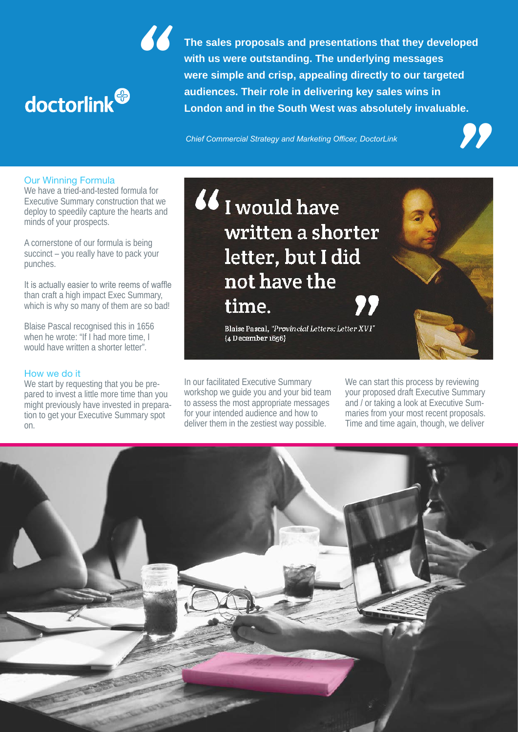> **The sales proposals and presentations that they developed with us were outstanding. The underlying messages were simple and crisp, appealing directly to our targeted audiences. Their role in delivering key sales wins in London and in the South West was absolutely invaluable.**
>
> *Chief Commercial Strategy and Marketing Officer, DoctorLink*

doctorlink

## Our Winning Formula

We have a tried-and-tested formula for Executive Summary construction that we deploy to speedily capture the hearts and minds of your prospects.

A cornerstone of our formula is being succinct – you really have to pack your punches.

It is actually easier to write reems of waffle than craft a high impact Exec Summary, which is why so many of them are so bad!

Blaise Pascal recognised this in 1656 when he wrote: "If I had more time, I would have written a shorter letter".

> "I would have written a shorter letter, but I did not have the time."
>
> Blaise Pascal, *"Provincial Letters: Letter XVI"* (4 December 1656)

## How we do it

We start by requesting that you be prepared to invest a little more time than you might previously have invested in preparation to get your Executive Summary spot on.

In our facilitated Executive Summary workshop we guide you and your bid team to assess the most appropriate messages for your intended audience and how to deliver them in the zestiest way possible.

We can start this process by reviewing your proposed draft Executive Summary and / or taking a look at Executive Summaries from your most recent proposals. Time and time again, though, we deliver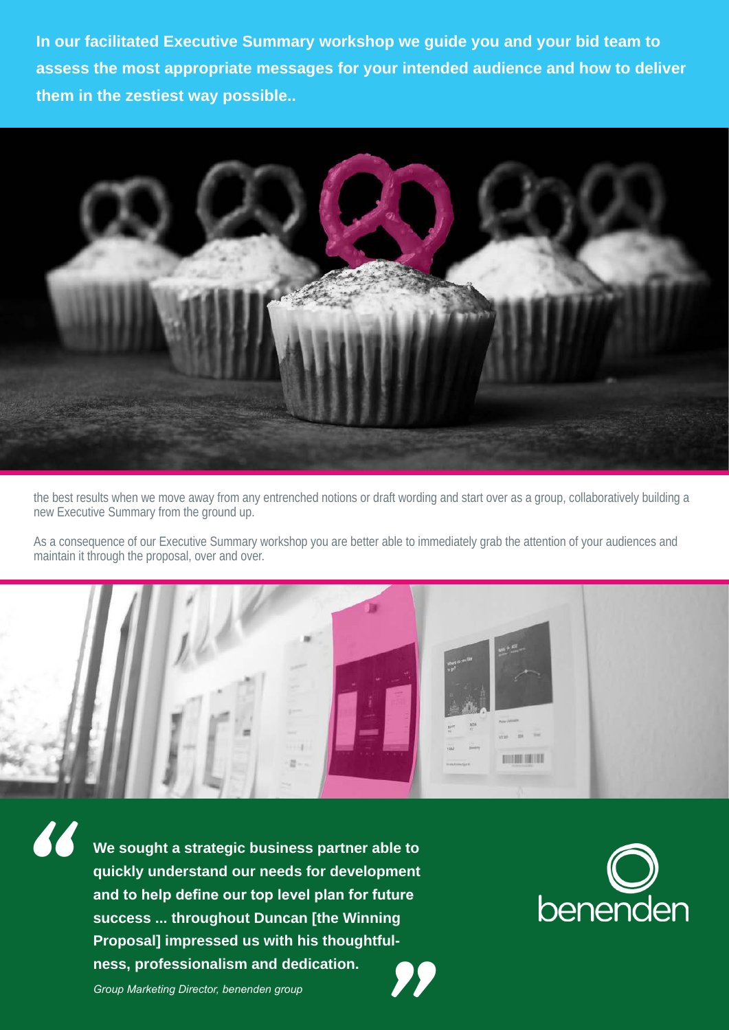**In our facilitated Executive Summary workshop we guide you and your bid team to assess the most appropriate messages for your intended audience and how to deliver them in the zestiest way possible..**

the best results when we move away from any entrenched notions or draft wording and start over as a group, collaboratively building a new Executive Summary from the ground up.

As a consequence of our Executive Summary workshop you are better able to immediately grab the attention of your audiences and maintain it through the proposal, over and over.

> **We sought a strategic business partner able to quickly understand our needs for development and to help define our top level plan for future success ... throughout Duncan [the Winning Proposal] impressed us with his thoughtful-ness, professionalism and dedication.**
>
> *Group Marketing Director, benenden group*

benenden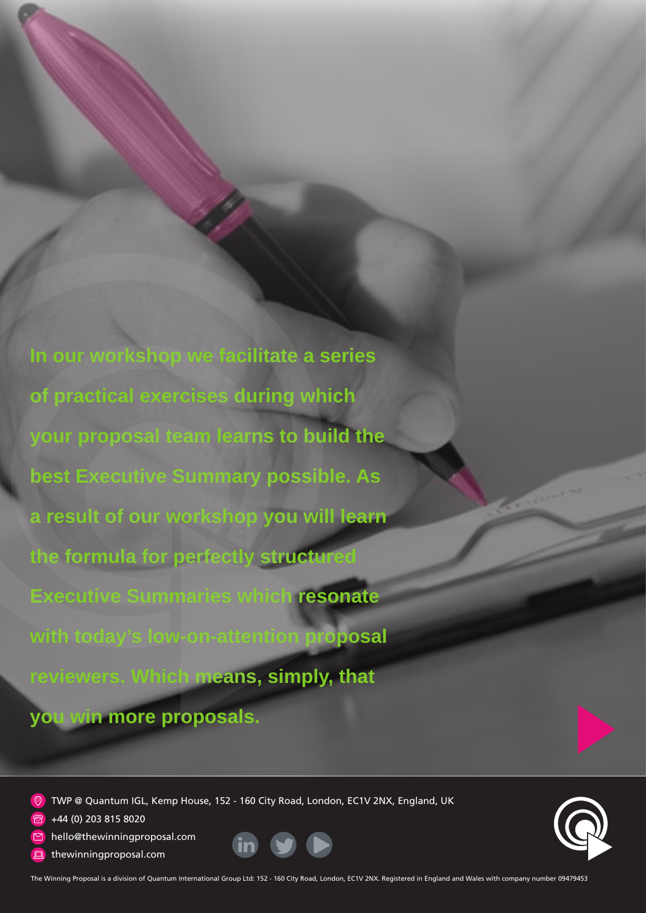**In our workshop we facilitate a series of practical exercises during which your proposal team learns to build the best Executive Summary possible. As a result of our workshop you will learn the formula for perfectly structured Executive Summaries which resonate with today's low-on-attention proposal reviewers. Which means, simply, that you win more proposals.**

TWP @ Quantum IGL, Kemp House, 152 - 160 City Road, London, EC1V 2NX, England, UK

+44 (0) 203 815 8020

hello@thewinningproposal.com

thewinningproposal.com

The Winning Proposal is a division of Quantum International Group Ltd: 152 - 160 City Road, London, EC1V 2NX. Registered in England and Wales with company number 09479453